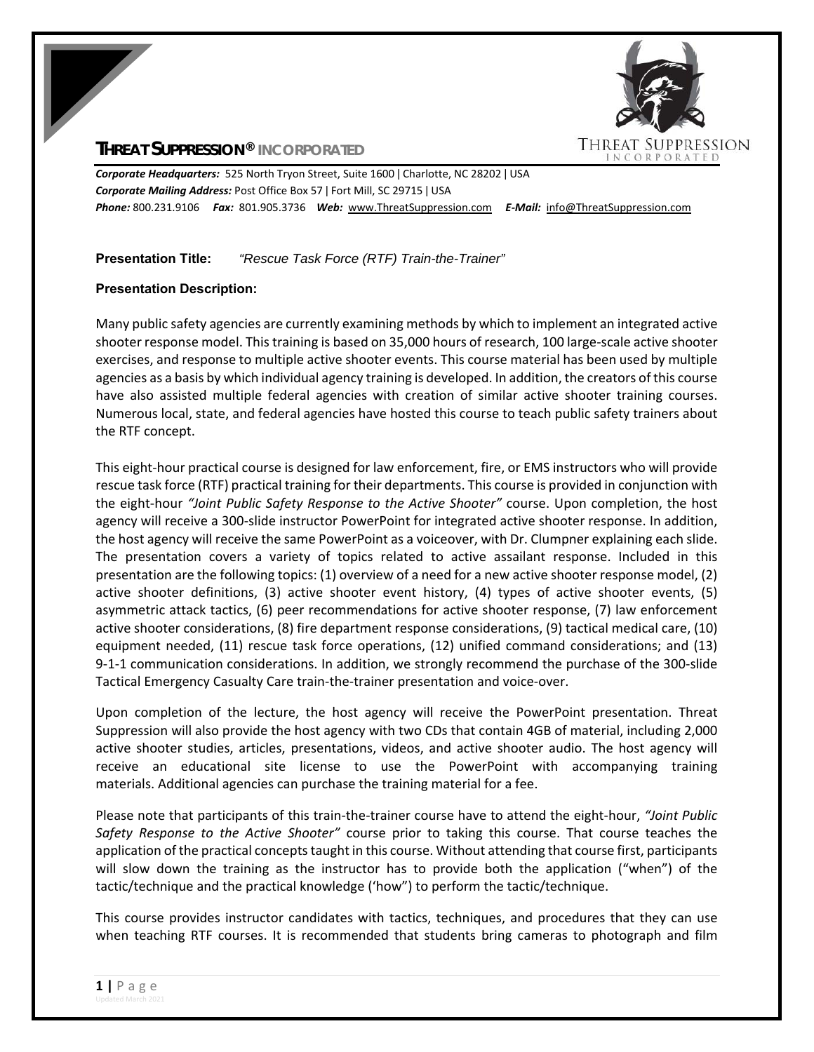# THREAT SUPPRESSION® INCORPORATED

***Corporate Headquarters:*** 525 North Tryon Street, Suite 1600 | Charlotte, NC 28202 | USA
***Corporate Mailing Address:*** Post Office Box 57 | Fort Mill, SC 29715 | USA
***Phone:*** 800.231.9106 ***Fax:*** 801.905.3736 ***Web:*** www.ThreatSuppression.com ***E-Mail:*** info@ThreatSuppression.com

**Presentation Title:** *"Rescue Task Force (RTF) Train-the-Trainer"*

**Presentation Description:**

Many public safety agencies are currently examining methods by which to implement an integrated active shooter response model. This training is based on 35,000 hours of research, 100 large-scale active shooter exercises, and response to multiple active shooter events. This course material has been used by multiple agencies as a basis by which individual agency training is developed. In addition, the creators of this course have also assisted multiple federal agencies with creation of similar active shooter training courses. Numerous local, state, and federal agencies have hosted this course to teach public safety trainers about the RTF concept.

This eight-hour practical course is designed for law enforcement, fire, or EMS instructors who will provide rescue task force (RTF) practical training for their departments. This course is provided in conjunction with the eight-hour *"Joint Public Safety Response to the Active Shooter"* course. Upon completion, the host agency will receive a 300-slide instructor PowerPoint for integrated active shooter response. In addition, the host agency will receive the same PowerPoint as a voiceover, with Dr. Clumpner explaining each slide. The presentation covers a variety of topics related to active assailant response. Included in this presentation are the following topics: (1) overview of a need for a new active shooter response model, (2) active shooter definitions, (3) active shooter event history, (4) types of active shooter events, (5) asymmetric attack tactics, (6) peer recommendations for active shooter response, (7) law enforcement active shooter considerations, (8) fire department response considerations, (9) tactical medical care, (10) equipment needed, (11) rescue task force operations, (12) unified command considerations; and (13) 9-1-1 communication considerations. In addition, we strongly recommend the purchase of the 300-slide Tactical Emergency Casualty Care train-the-trainer presentation and voice-over.

Upon completion of the lecture, the host agency will receive the PowerPoint presentation. Threat Suppression will also provide the host agency with two CDs that contain 4GB of material, including 2,000 active shooter studies, articles, presentations, videos, and active shooter audio. The host agency will receive an educational site license to use the PowerPoint with accompanying training materials. Additional agencies can purchase the training material for a fee.

Please note that participants of this train-the-trainer course have to attend the eight-hour, *"Joint Public Safety Response to the Active Shooter"* course prior to taking this course. That course teaches the application of the practical concepts taught in this course. Without attending that course first, participants will slow down the training as the instructor has to provide both the application ("when") of the tactic/technique and the practical knowledge ('how") to perform the tactic/technique.

This course provides instructor candidates with tactics, techniques, and procedures that they can use when teaching RTF courses. It is recommended that students bring cameras to photograph and film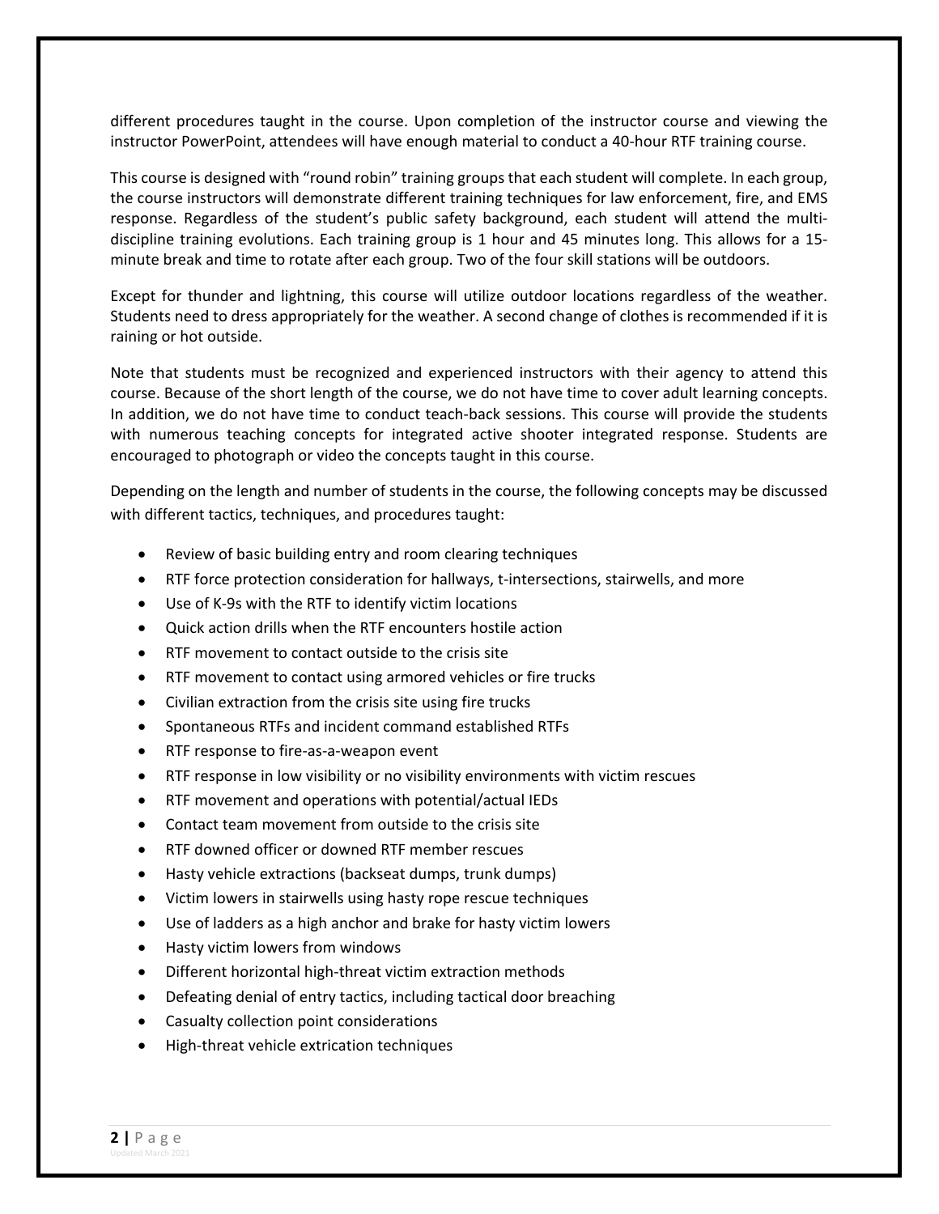different procedures taught in the course. Upon completion of the instructor course and viewing the instructor PowerPoint, attendees will have enough material to conduct a 40-hour RTF training course.

This course is designed with "round robin" training groups that each student will complete. In each group, the course instructors will demonstrate different training techniques for law enforcement, fire, and EMS response. Regardless of the student's public safety background, each student will attend the multi-discipline training evolutions. Each training group is 1 hour and 45 minutes long. This allows for a 15-minute break and time to rotate after each group. Two of the four skill stations will be outdoors.

Except for thunder and lightning, this course will utilize outdoor locations regardless of the weather. Students need to dress appropriately for the weather. A second change of clothes is recommended if it is raining or hot outside.

Note that students must be recognized and experienced instructors with their agency to attend this course. Because of the short length of the course, we do not have time to cover adult learning concepts. In addition, we do not have time to conduct teach-back sessions. This course will provide the students with numerous teaching concepts for integrated active shooter integrated response. Students are encouraged to photograph or video the concepts taught in this course.

Depending on the length and number of students in the course, the following concepts may be discussed with different tactics, techniques, and procedures taught:

- Review of basic building entry and room clearing techniques
- RTF force protection consideration for hallways, t-intersections, stairwells, and more
- Use of K-9s with the RTF to identify victim locations
- Quick action drills when the RTF encounters hostile action
- RTF movement to contact outside to the crisis site
- RTF movement to contact using armored vehicles or fire trucks
- Civilian extraction from the crisis site using fire trucks
- Spontaneous RTFs and incident command established RTFs
- RTF response to fire-as-a-weapon event
- RTF response in low visibility or no visibility environments with victim rescues
- RTF movement and operations with potential/actual IEDs
- Contact team movement from outside to the crisis site
- RTF downed officer or downed RTF member rescues
- Hasty vehicle extractions (backseat dumps, trunk dumps)
- Victim lowers in stairwells using hasty rope rescue techniques
- Use of ladders as a high anchor and brake for hasty victim lowers
- Hasty victim lowers from windows
- Different horizontal high-threat victim extraction methods
- Defeating denial of entry tactics, including tactical door breaching
- Casualty collection point considerations
- High-threat vehicle extrication techniques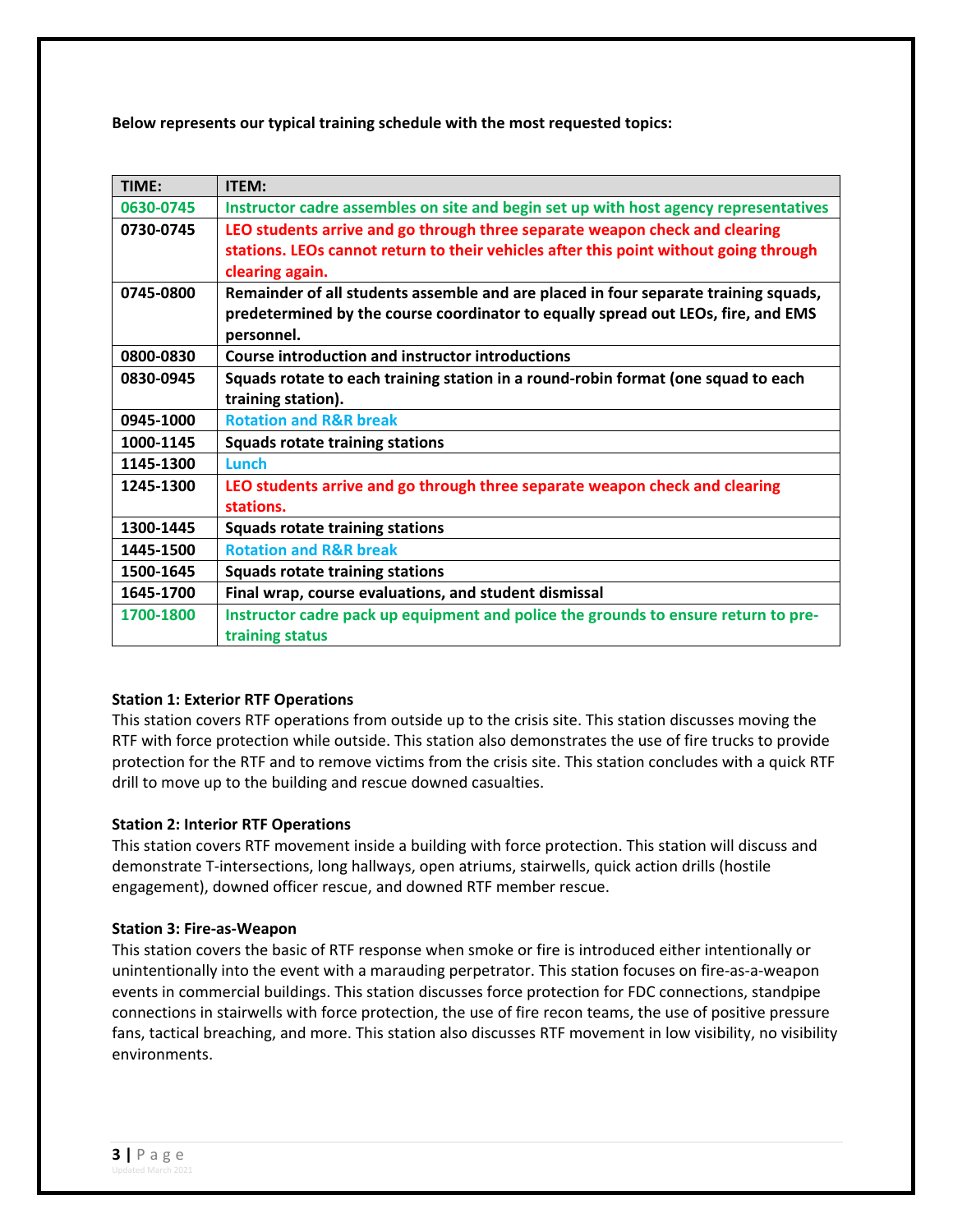**Below represents our typical training schedule with the most requested topics:**

| TIME: | ITEM: |
|---|---|
| 0630-0745 | Instructor cadre assembles on site and begin set up with host agency representatives |
| 0730-0745 | LEO students arrive and go through three separate weapon check and clearing stations. LEOs cannot return to their vehicles after this point without going through clearing again. |
| 0745-0800 | Remainder of all students assemble and are placed in four separate training squads, predetermined by the course coordinator to equally spread out LEOs, fire, and EMS personnel. |
| 0800-0830 | Course introduction and instructor introductions |
| 0830-0945 | Squads rotate to each training station in a round-robin format (one squad to each training station). |
| 0945-1000 | Rotation and R&R break |
| 1000-1145 | Squads rotate training stations |
| 1145-1300 | Lunch |
| 1245-1300 | LEO students arrive and go through three separate weapon check and clearing stations. |
| 1300-1445 | Squads rotate training stations |
| 1445-1500 | Rotation and R&R break |
| 1500-1645 | Squads rotate training stations |
| 1645-1700 | Final wrap, course evaluations, and student dismissal |
| 1700-1800 | Instructor cadre pack up equipment and police the grounds to ensure return to pre-training status |

**Station 1: Exterior RTF Operations**
This station covers RTF operations from outside up to the crisis site. This station discusses moving the RTF with force protection while outside. This station also demonstrates the use of fire trucks to provide protection for the RTF and to remove victims from the crisis site. This station concludes with a quick RTF drill to move up to the building and rescue downed casualties.

**Station 2: Interior RTF Operations**
This station covers RTF movement inside a building with force protection. This station will discuss and demonstrate T-intersections, long hallways, open atriums, stairwells, quick action drills (hostile engagement), downed officer rescue, and downed RTF member rescue.

**Station 3: Fire-as-Weapon**
This station covers the basic of RTF response when smoke or fire is introduced either intentionally or unintentionally into the event with a marauding perpetrator. This station focuses on fire-as-a-weapon events in commercial buildings. This station discusses force protection for FDC connections, standpipe connections in stairwells with force protection, the use of fire recon teams, the use of positive pressure fans, tactical breaching, and more. This station also discusses RTF movement in low visibility, no visibility environments.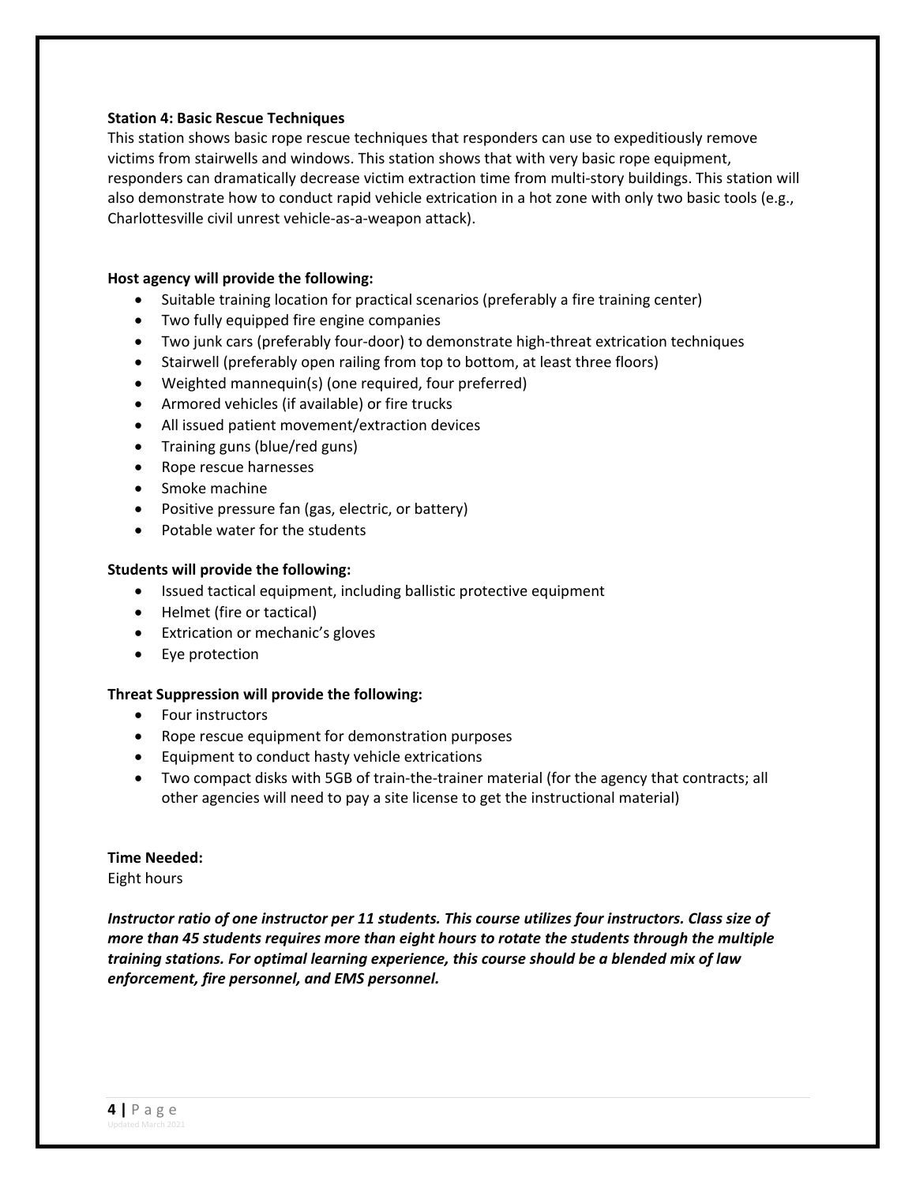**Station 4: Basic Rescue Techniques**

This station shows basic rope rescue techniques that responders can use to expeditiously remove victims from stairwells and windows. This station shows that with very basic rope equipment, responders can dramatically decrease victim extraction time from multi-story buildings. This station will also demonstrate how to conduct rapid vehicle extrication in a hot zone with only two basic tools (e.g., Charlottesville civil unrest vehicle-as-a-weapon attack).

**Host agency will provide the following:**

- Suitable training location for practical scenarios (preferably a fire training center)
- Two fully equipped fire engine companies
- Two junk cars (preferably four-door) to demonstrate high-threat extrication techniques
- Stairwell (preferably open railing from top to bottom, at least three floors)
- Weighted mannequin(s) (one required, four preferred)
- Armored vehicles (if available) or fire trucks
- All issued patient movement/extraction devices
- Training guns (blue/red guns)
- Rope rescue harnesses
- Smoke machine
- Positive pressure fan (gas, electric, or battery)
- Potable water for the students

**Students will provide the following:**

- Issued tactical equipment, including ballistic protective equipment
- Helmet (fire or tactical)
- Extrication or mechanic's gloves
- Eye protection

**Threat Suppression will provide the following:**

- Four instructors
- Rope rescue equipment for demonstration purposes
- Equipment to conduct hasty vehicle extrications
- Two compact disks with 5GB of train-the-trainer material (for the agency that contracts; all other agencies will need to pay a site license to get the instructional material)

**Time Needed:**

Eight hours

***Instructor ratio of one instructor per 11 students. This course utilizes four instructors. Class size of more than 45 students requires more than eight hours to rotate the students through the multiple training stations. For optimal learning experience, this course should be a blended mix of law enforcement, fire personnel, and EMS personnel.***